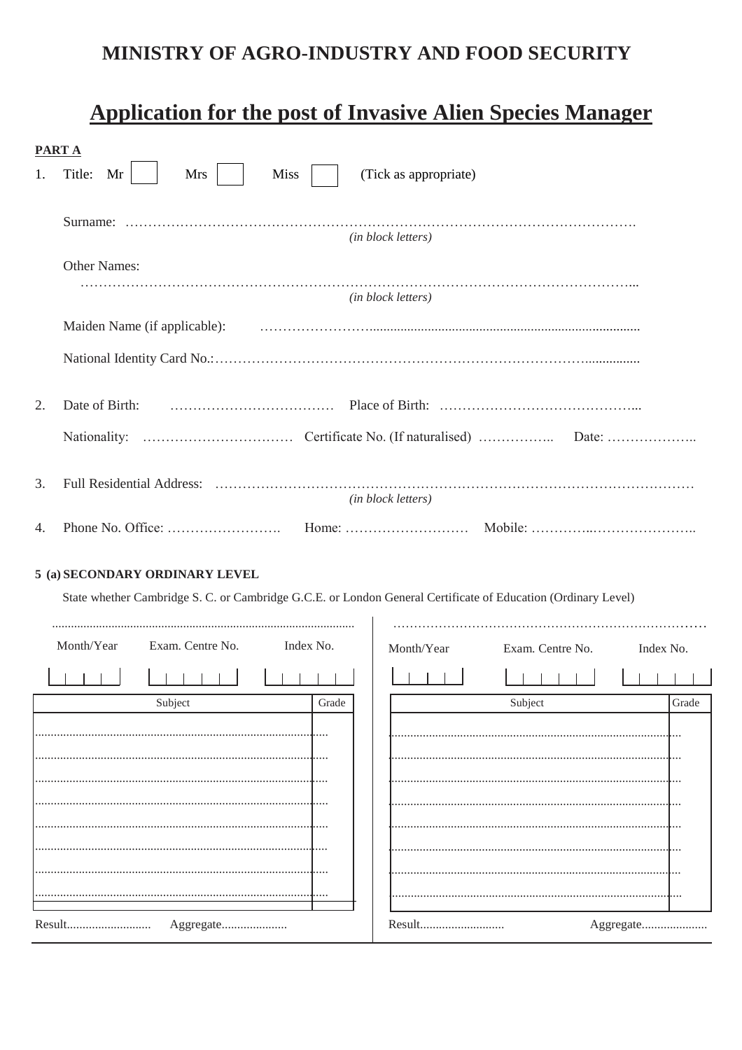# MINISTRY OF AGRO-INDUSTRY AND FOOD SECURITY

## Application for the post of Invasive Alien Species Manager

**PART A**

1. Title: Mr ☐ Mrs ☐ Miss ☐ (Tick as appropriate)

   Surname: …………………………………………………………………………………………………….
   *(in block letters)*

   Other Names:
   …………………………………………………………………………………………………………...
   *(in block letters)*

   Maiden Name (if applicable): …………………….............................................................................

   National Identity Card No.:…………………………………………………………………………...............

2. Date of Birth: ……………………………… Place of Birth: ……………………………………...

   Nationality: …………………………… Certificate No. (If naturalised) …………….. Date: ………………..

3. Full Residential Address: ……………………………………………………………………………………
   *(in block letters)*

4. Phone No. Office: ……………………. Home: ……………………… Mobile: …………..…………………..

**5 (a) SECONDARY ORDINARY LEVEL**

State whether Cambridge S. C. or Cambridge G.C.E. or London General Certificate of Education (Ordinary Level)

...............................................................................................

| Month/Year | Exam. Centre No. | Index No. |
|---|---|---|
| | | |

| Subject | Grade |
|---|---|
| | |
| | |
| | |
| | |
| | |
| | |
| | |
| | |

Result........................... Aggregate.....................

…………………………………………………………………

| Month/Year | Exam. Centre No. | Index No. |
|---|---|---|
| | | |

| Subject | Grade |
|---|---|
| | |
| | |
| | |
| | |
| | |
| | |
| | |
| | |

Result........................... Aggregate.....................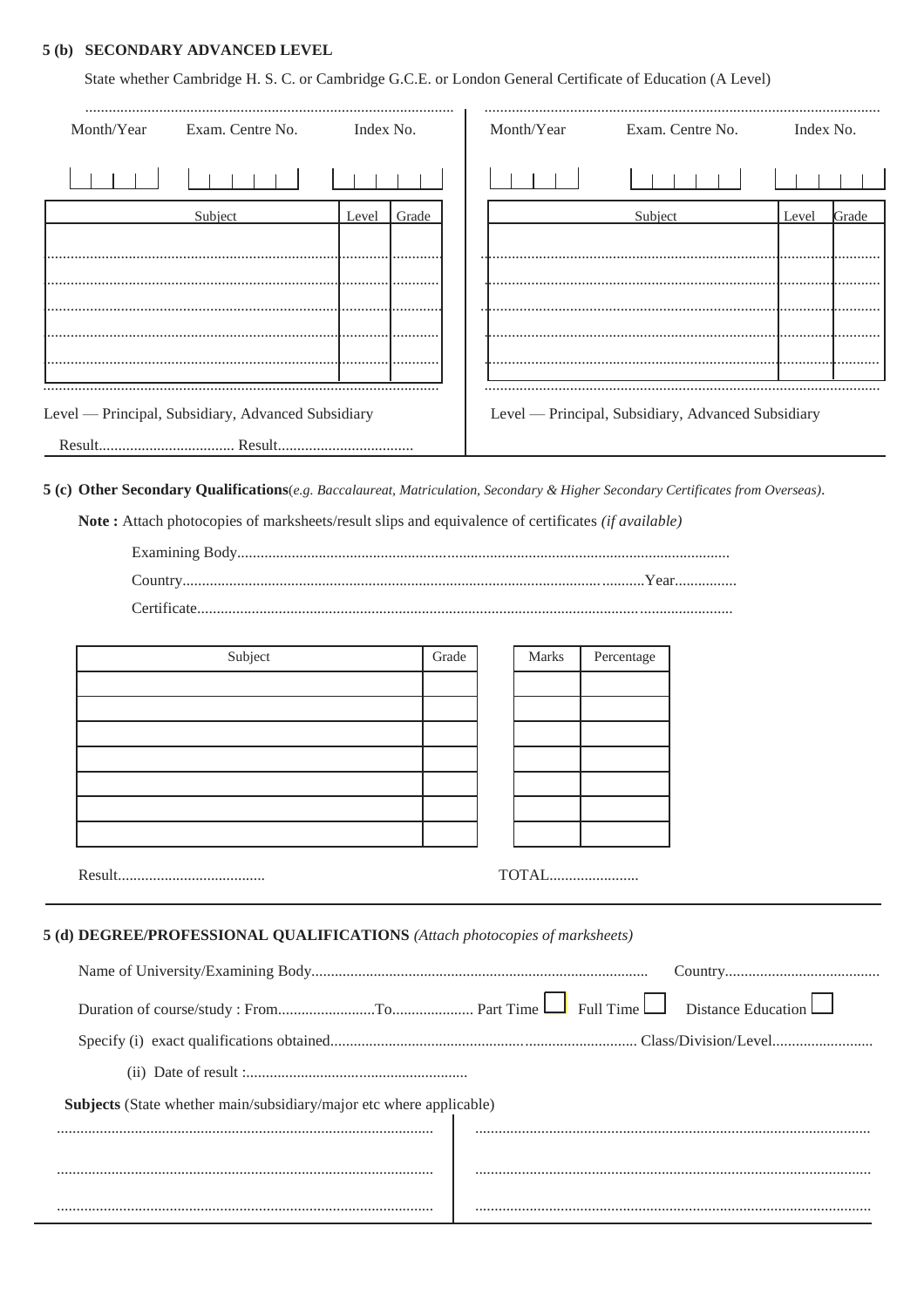**5 (b) SECONDARY ADVANCED LEVEL**

State whether Cambridge H. S. C. or Cambridge G.C.E. or London General Certificate of Education (A Level)

| Month/Year | Exam. Centre No. | Index No. |
|---|---|---|
| | | |

| Subject | Level | Grade |
|---|---|---|
| | | |
| | | |
| | | |
| | | |
| | | |
| | | |

Level — Principal, Subsidiary, Advanced Subsidiary

Result.................................. Result..................................

| Month/Year | Exam. Centre No. | Index No. |
|---|---|---|
| | | |

| Subject | Level | Grade |
|---|---|---|
| | | |
| | | |
| | | |
| | | |
| | | |
| | | |

Level — Principal, Subsidiary, Advanced Subsidiary

**5 (c) Other Secondary Qualifications**(*e.g. Baccalaureat, Matriculation, Secondary & Higher Secondary Certificates from Overseas)*.

**Note :** Attach photocopies of marksheets/result slips and equivalence of certificates *(if available)*

Examining Body..........................................................................................................................

Country.......................................................................................................................Year................

Certificate......................................................................................................................................

| Subject | Grade |
|---|---|
| | |
| | |
| | |
| | |
| | |
| | |
| | |

| Marks | Percentage |
|---|---|
| | |
| | |
| | |
| | |
| | |
| | |
| | |

Result.....................................

TOTAL.......................

**5 (d) DEGREE/PROFESSIONAL QUALIFICATIONS** *(Attach photocopies of marksheets)*

Name of University/Examining Body...................................................................................... Country........................................

Duration of course/study : From.........................To.................... Part Time ☐ Full Time ☐ Distance Education ☐

Specify (i) exact qualifications obtained.............................................................................................. Class/Division/Level.........................

(ii) Date of result :.........................................................

**Subjects** (State whether main/subsidiary/major etc where applicable)

| | |
|---|---|
| ................................................................................................ | ................................................................................................ |
| ................................................................................................ | ................................................................................................ |
| ................................................................................................ | ................................................................................................ |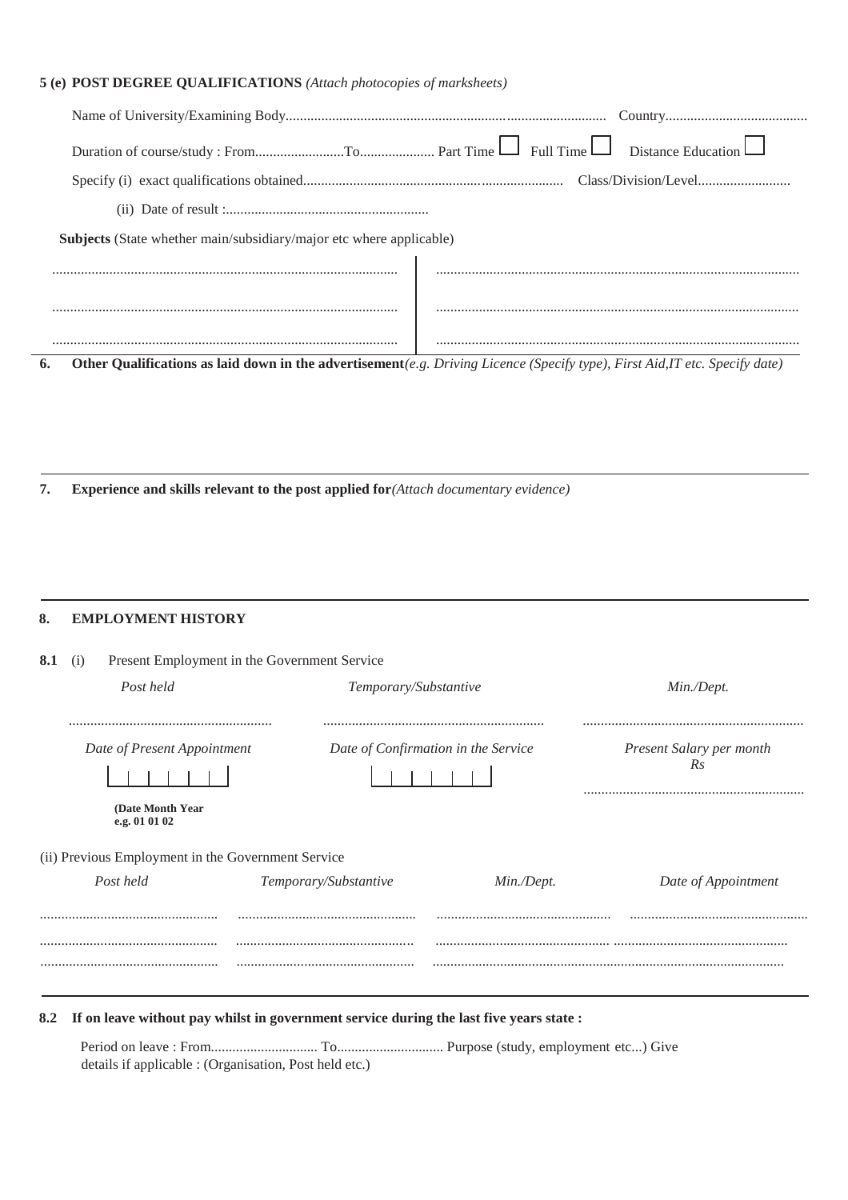**5 (e) POST DEGREE QUALIFICATIONS** *(Attach photocopies of marksheets)*

Name of University/Examining Body.......................................................................................... Country........................................

Duration of course/study : From.........................To..................... Part Time ☐ Full Time ☐ Distance Education ☐

Specify (i) exact qualifications obtained....................................................................... Class/Division/Level..........................

(ii) Date of result :.........................................................

**Subjects** (State whether main/subsidiary/major etc where applicable)

| | |
|---|---|
| ................................................................................................ | ..................................................................................................... |
| ................................................................................................ | ..................................................................................................... |
| ................................................................................................ | ..................................................................................................... |

**6. Other Qualifications as laid down in the advertisement***(e.g. Driving Licence (Specify type), First Aid,IT etc. Specify date)*

**7. Experience and skills relevant to the post applied for***(Attach documentary evidence)*

**8. EMPLOYMENT HISTORY**

**8.1** (i) Present Employment in the Government Service

| *Post held* | *Temporary/Substantive* | *Min./Dept.* |
|---|---|---|
| ........................................................ | ............................................................. | ............................................................. |

| *Date of Present Appointment* | *Date of Confirmation in the Service* | *Present Salary per month Rs* |
|---|---|---|
| ☐☐☐☐☐☐ | ☐☐☐☐☐☐ | ............................................................. |

**(Date Month Year e.g. 01 01 02**

(ii) Previous Employment in the Government Service

| *Post held* | *Temporary/Substantive* | *Min./Dept.* | *Date of Appointment* |
|---|---|---|---|
| .................................................. | .................................................. | ................................................. | .................................................. |
| .................................................. | .................................................. | ................................................. | ................................................. |
| .................................................. | .................................................. | .................................................................................................... | |

**8.2 If on leave without pay whilst in government service during the last five years state :**

Period on leave : From.............................. To.............................. Purpose (study, employment etc...) Give details if applicable : (Organisation, Post held etc.)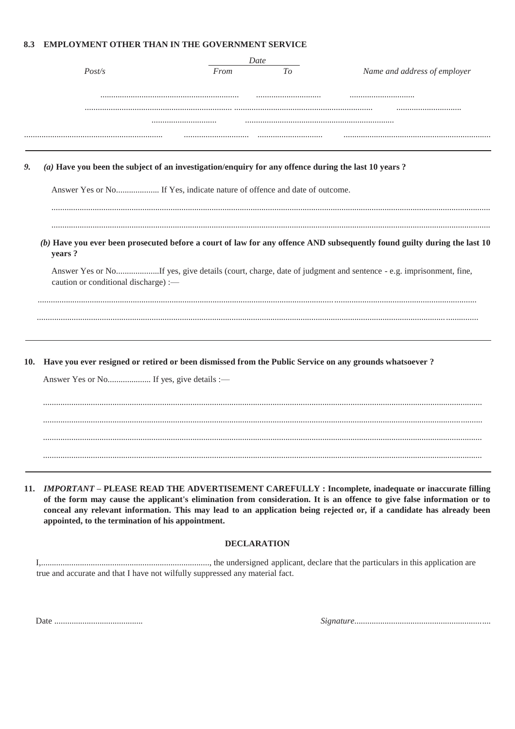**8.3 EMPLOYMENT OTHER THAN IN THE GOVERNMENT SERVICE**

| *Post/s* | *Date* | | *Name and address of employer* |
|---|---|---|---|
| | *From* | *To* | |
| ................................................................. | .............................. | .............................. | ........................................................ |
| ................................................................. | .............................. | .............................. | ........................................................ |
| ................................................................. | .............................. | .............................. | ........................................................ |
| ................................................................. | .............................. | .............................. | ........................................................ |

***9.*** ***(a)*** **Have you been the subject of an investigation/enquiry for any offence during the last 10 years ?**

Answer Yes or No.................... If Yes, indicate nature of offence and date of outcome.

..................................................................................................................................................................................................

..................................................................................................................................................................................................

***(b)*** **Have you ever been prosecuted before a court of law for any offence AND subsequently found guilty during the last 10 years ?**

Answer Yes or No....................If yes, give details (court, charge, date of judgment and sentence - e.g. imprisonment, fine, caution or conditional discharge) :—

..................................................................................................................................................................................................

..................................................................................................................................................................................................

**10. Have you ever resigned or retired or been dismissed from the Public Service on any grounds whatsoever ?**

Answer Yes or No.................... If yes, give details :—

..................................................................................................................................................................................................

..................................................................................................................................................................................................

..................................................................................................................................................................................................

..................................................................................................................................................................................................

**11.** ***IMPORTANT*** **– PLEASE READ THE ADVERTISEMENT CAREFULLY : Incomplete, inadequate or inaccurate filling of the form may cause the applicant's elimination from consideration. It is an offence to give false information or to conceal any relevant information. This may lead to an application being rejected or, if a candidate has already been appointed, to the termination of his appointment.**

**DECLARATION**

I,..............................................................................., the undersigned applicant, declare that the particulars in this application are true and accurate and that I have not wilfully suppressed any material fact.

Date .........................................

*Signature*..............................................................